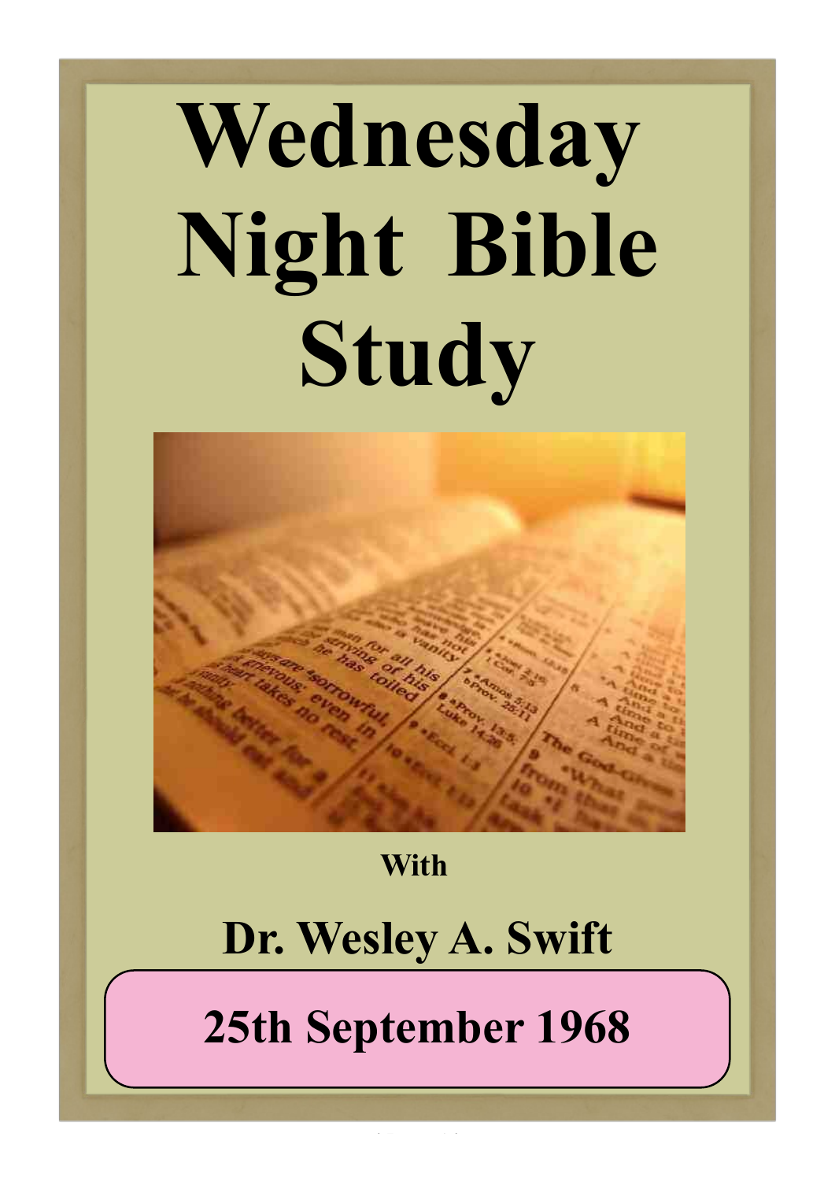# Wednesday Night Bible Study

With

## Dr. Wesley A. Swift

## 25th September 1968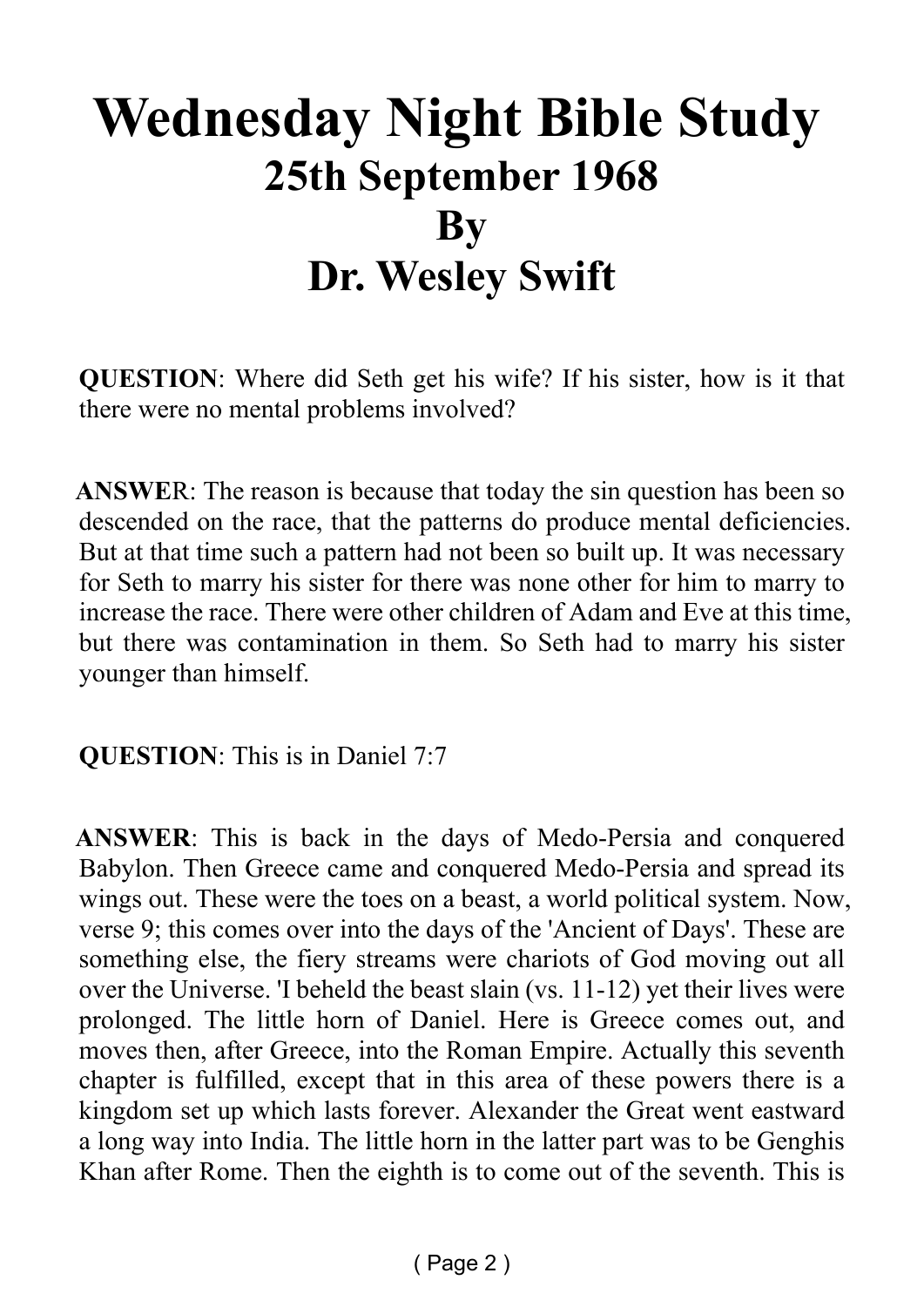# Wednesday Night Bible Study
## 25th September 1968
## By
## Dr. Wesley Swift

**QUESTION**: Where did Seth get his wife? If his sister, how is it that there were no mental problems involved?

**ANSWER**: The reason is because that today the sin question has been so descended on the race, that the patterns do produce mental deficiencies. But at that time such a pattern had not been so built up. It was necessary for Seth to marry his sister for there was none other for him to marry to increase the race. There were other children of Adam and Eve at this time, but there was contamination in them. So Seth had to marry his sister younger than himself.

**QUESTION**: This is in Daniel 7:7

**ANSWER**: This is back in the days of Medo-Persia and conquered Babylon. Then Greece came and conquered Medo-Persia and spread its wings out. These were the toes on a beast, a world political system. Now, verse 9; this comes over into the days of the 'Ancient of Days'. These are something else, the fiery streams were chariots of God moving out all over the Universe. 'I beheld the beast slain (vs. 11-12) yet their lives were prolonged. The little horn of Daniel. Here is Greece comes out, and moves then, after Greece, into the Roman Empire. Actually this seventh chapter is fulfilled, except that in this area of these powers there is a kingdom set up which lasts forever. Alexander the Great went eastward a long way into India. The little horn in the latter part was to be Genghis Khan after Rome. Then the eighth is to come out of the seventh. This is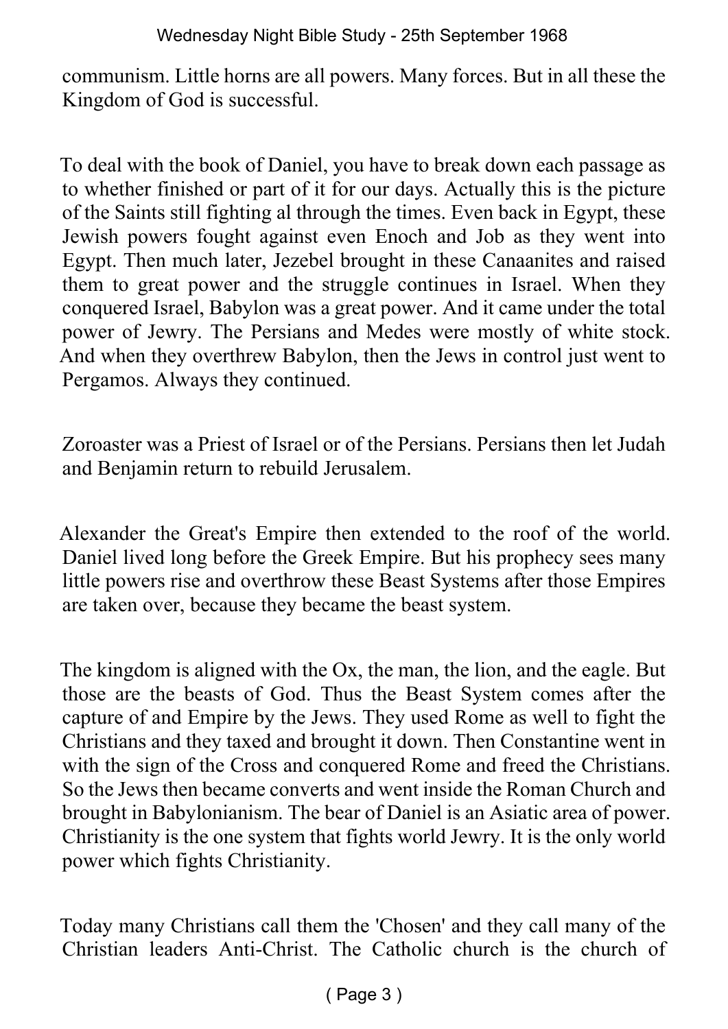communism. Little horns are all powers. Many forces. But in all these the Kingdom of God is successful.

To deal with the book of Daniel, you have to break down each passage as to whether finished or part of it for our days. Actually this is the picture of the Saints still fighting al through the times. Even back in Egypt, these Jewish powers fought against even Enoch and Job as they went into Egypt. Then much later, Jezebel brought in these Canaanites and raised them to great power and the struggle continues in Israel. When they conquered Israel, Babylon was a great power. And it came under the total power of Jewry. The Persians and Medes were mostly of white stock. And when they overthrew Babylon, then the Jews in control just went to Pergamos. Always they continued.

Zoroaster was a Priest of Israel or of the Persians. Persians then let Judah and Benjamin return to rebuild Jerusalem.

Alexander the Great's Empire then extended to the roof of the world. Daniel lived long before the Greek Empire. But his prophecy sees many little powers rise and overthrow these Beast Systems after those Empires are taken over, because they became the beast system.

The kingdom is aligned with the Ox, the man, the lion, and the eagle. But those are the beasts of God. Thus the Beast System comes after the capture of and Empire by the Jews. They used Rome as well to fight the Christians and they taxed and brought it down. Then Constantine went in with the sign of the Cross and conquered Rome and freed the Christians. So the Jews then became converts and went inside the Roman Church and brought in Babylonianism. The bear of Daniel is an Asiatic area of power. Christianity is the one system that fights world Jewry. It is the only world power which fights Christianity.

Today many Christians call them the 'Chosen' and they call many of the Christian leaders Anti-Christ. The Catholic church is the church of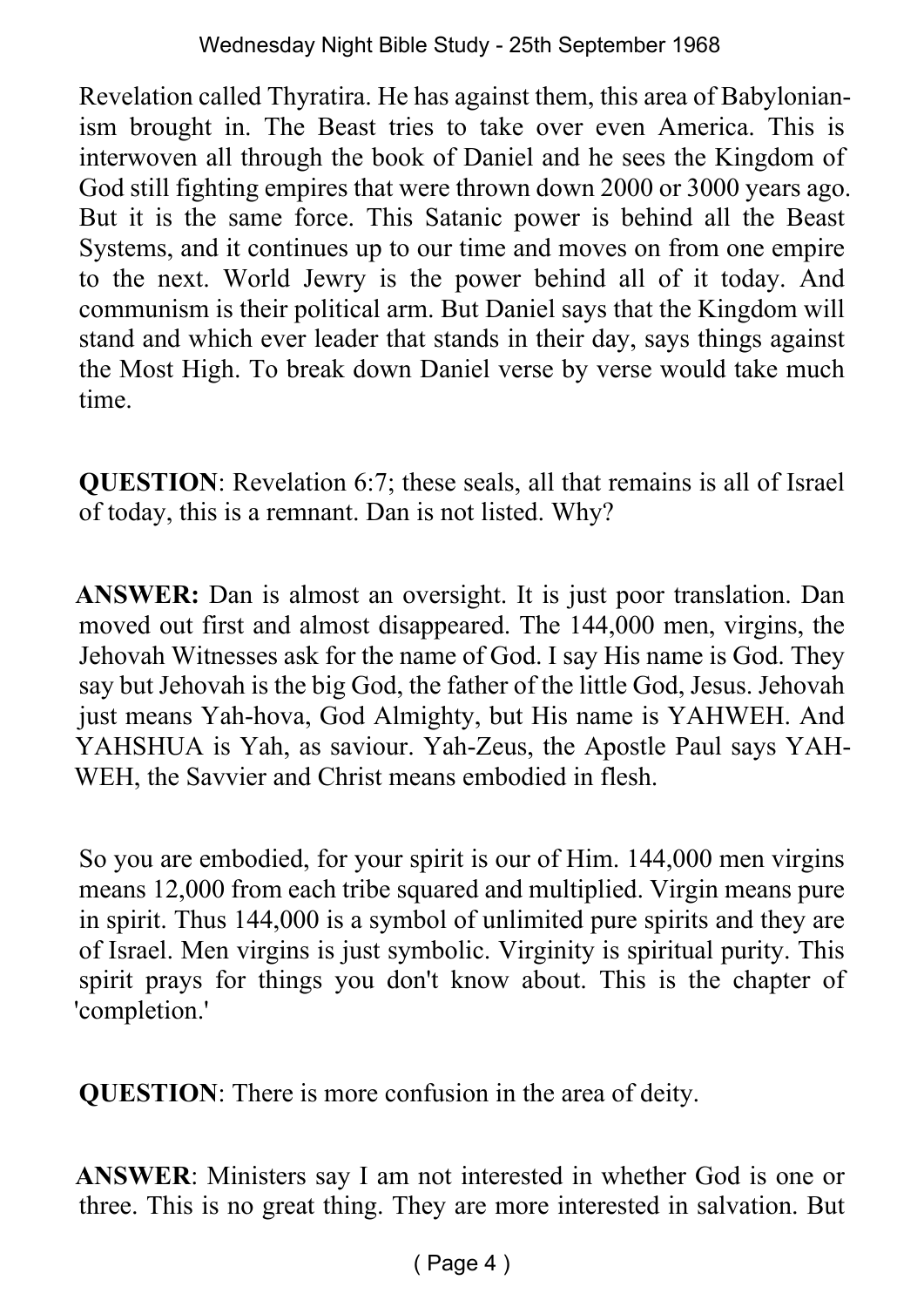Revelation called Thyratira. He has against them, this area of Babylonianism brought in. The Beast tries to take over even America. This is interwoven all through the book of Daniel and he sees the Kingdom of God still fighting empires that were thrown down 2000 or 3000 years ago. But it is the same force. This Satanic power is behind all the Beast Systems, and it continues up to our time and moves on from one empire to the next. World Jewry is the power behind all of it today. And communism is their political arm. But Daniel says that the Kingdom will stand and which ever leader that stands in their day, says things against the Most High. To break down Daniel verse by verse would take much time.

**QUESTION**: Revelation 6:7; these seals, all that remains is all of Israel of today, this is a remnant. Dan is not listed. Why?

**ANSWER:** Dan is almost an oversight. It is just poor translation. Dan moved out first and almost disappeared. The 144,000 men, virgins, the Jehovah Witnesses ask for the name of God. I say His name is God. They say but Jehovah is the big God, the father of the little God, Jesus. Jehovah just means Yah-hova, God Almighty, but His name is YAHWEH. And YAHSHUA is Yah, as saviour. Yah-Zeus, the Apostle Paul says YAHWEH, the Savvier and Christ means embodied in flesh.

So you are embodied, for your spirit is our of Him. 144,000 men virgins means 12,000 from each tribe squared and multiplied. Virgin means pure in spirit. Thus 144,000 is a symbol of unlimited pure spirits and they are of Israel. Men virgins is just symbolic. Virginity is spiritual purity. This spirit prays for things you don't know about. This is the chapter of 'completion.'

**QUESTION**: There is more confusion in the area of deity.

**ANSWER**: Ministers say I am not interested in whether God is one or three. This is no great thing. They are more interested in salvation. But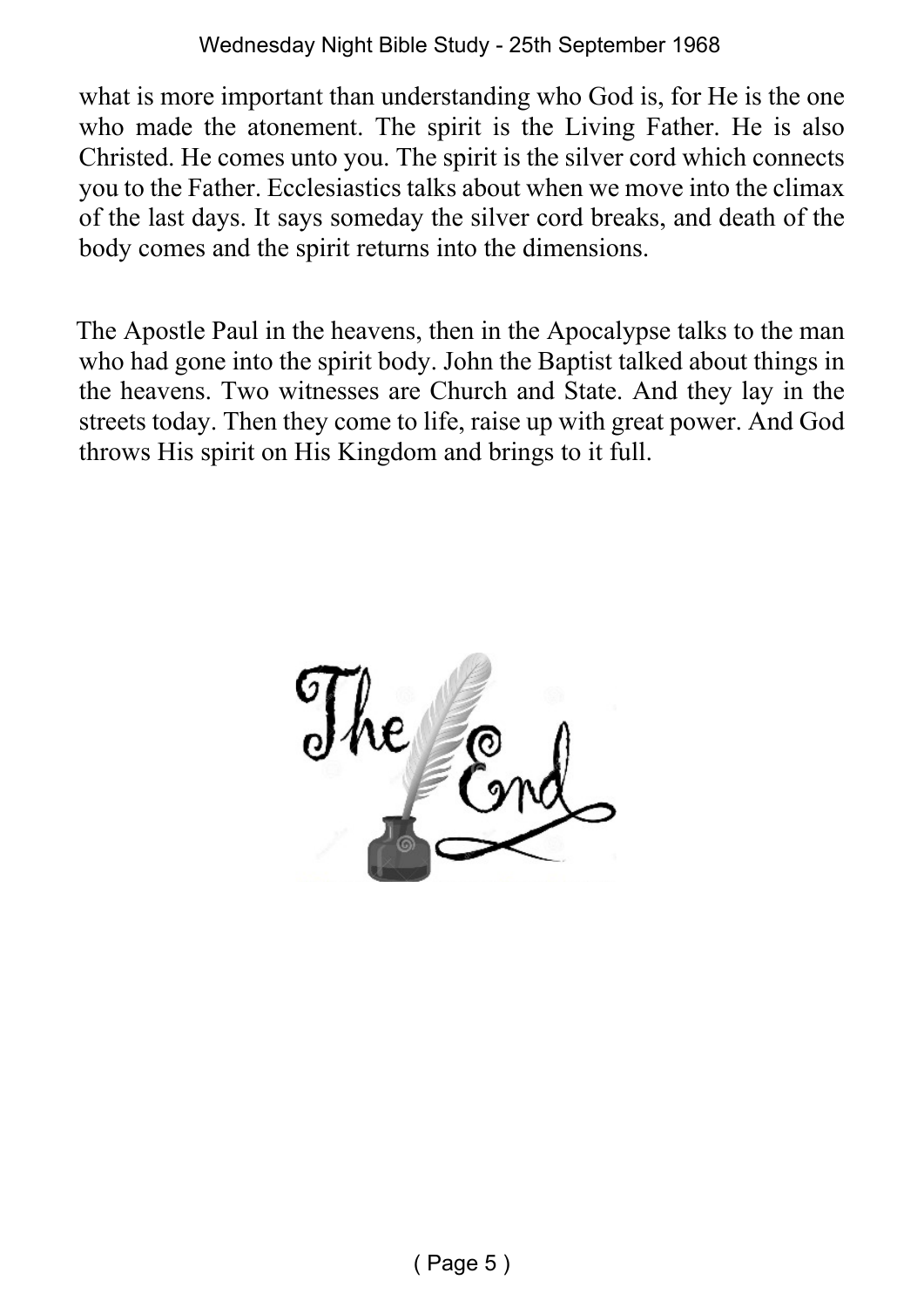what is more important than understanding who God is, for He is the one who made the atonement. The spirit is the Living Father. He is also Christed. He comes unto you. The spirit is the silver cord which connects you to the Father. Ecclesiastics talks about when we move into the climax of the last days. It says someday the silver cord breaks, and death of the body comes and the spirit returns into the dimensions.

The Apostle Paul in the heavens, then in the Apocalypse talks to the man who had gone into the spirit body. John the Baptist talked about things in the heavens. Two witnesses are Church and State. And they lay in the streets today. Then they come to life, raise up with great power. And God throws His spirit on His Kingdom and brings to it full.

The End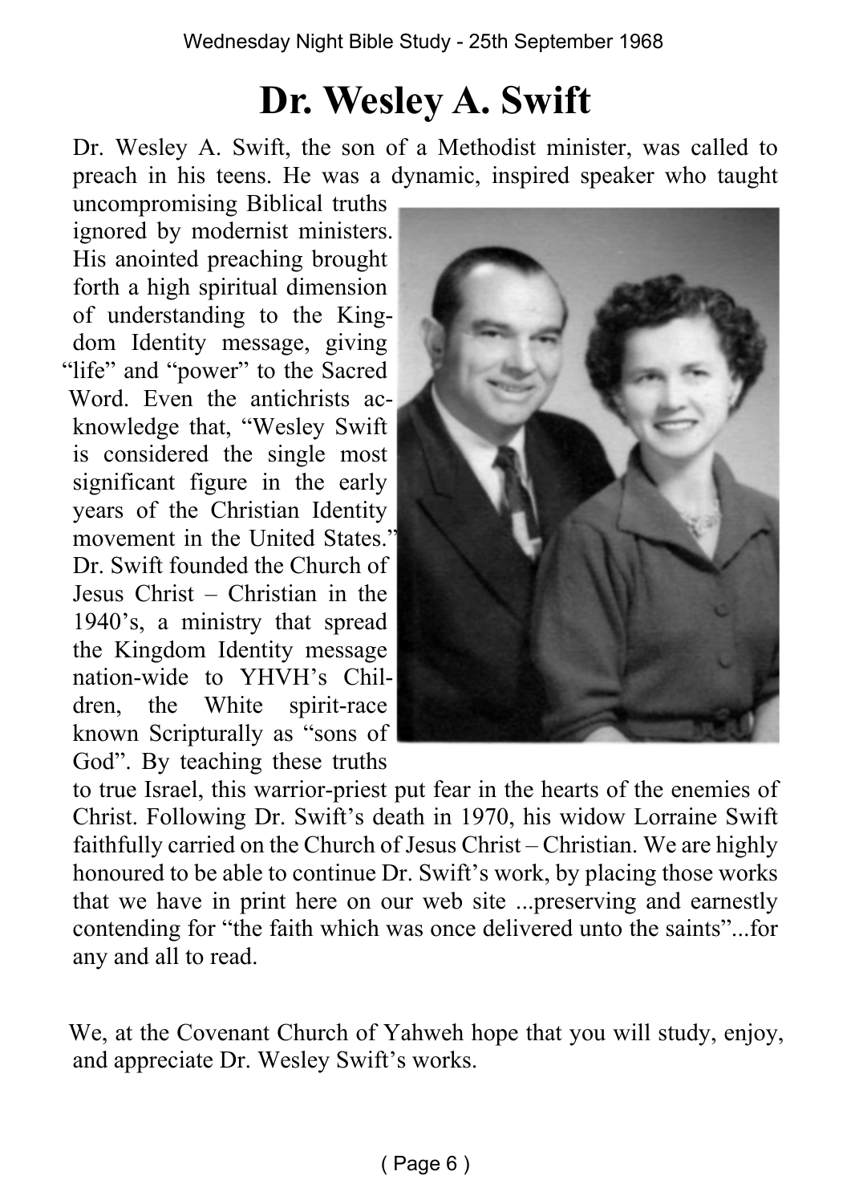# Dr. Wesley A. Swift

Dr. Wesley A. Swift, the son of a Methodist minister, was called to preach in his teens. He was a dynamic, inspired speaker who taught uncompromising Biblical truths ignored by modernist ministers. His anointed preaching brought forth a high spiritual dimension of understanding to the Kingdom Identity message, giving "life" and "power" to the Sacred Word. Even the antichrists acknowledge that, "Wesley Swift is considered the single most significant figure in the early years of the Christian Identity movement in the United States." Dr. Swift founded the Church of Jesus Christ – Christian in the 1940's, a ministry that spread the Kingdom Identity message nation-wide to YHVH's Children, the White spirit-race known Scripturally as "sons of God". By teaching these truths to true Israel, this warrior-priest put fear in the hearts of the enemies of Christ. Following Dr. Swift's death in 1970, his widow Lorraine Swift faithfully carried on the Church of Jesus Christ – Christian. We are highly honoured to be able to continue Dr. Swift's work, by placing those works that we have in print here on our web site ...preserving and earnestly contending for "the faith which was once delivered unto the saints"...for any and all to read.

We, at the Covenant Church of Yahweh hope that you will study, enjoy, and appreciate Dr. Wesley Swift's works.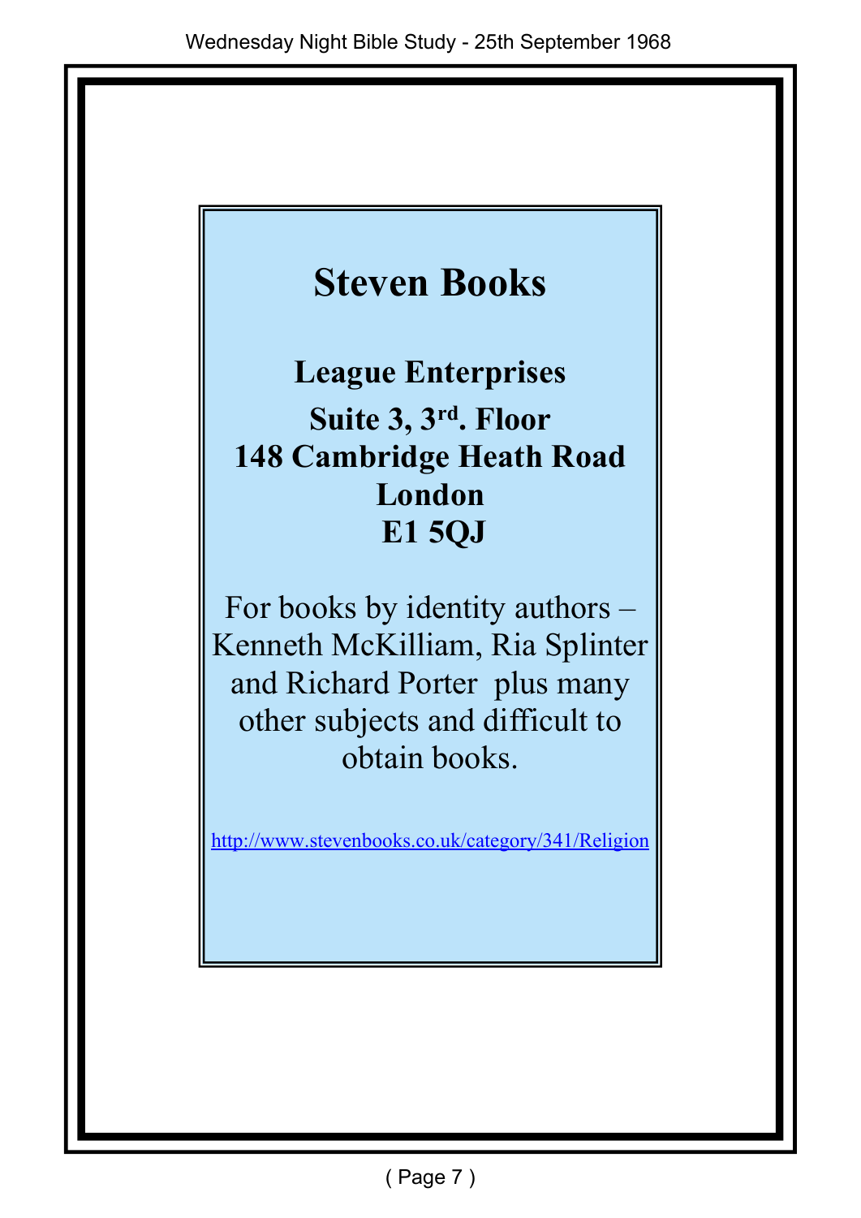# Steven Books

**League Enterprises**
**Suite 3, 3rd. Floor**
**148 Cambridge Heath Road**
**London**
**E1 5QJ**

For books by identity authors – Kenneth McKilliam, Ria Splinter and Richard Porter plus many other subjects and difficult to obtain books.

http://www.stevenbooks.co.uk/category/341/Religion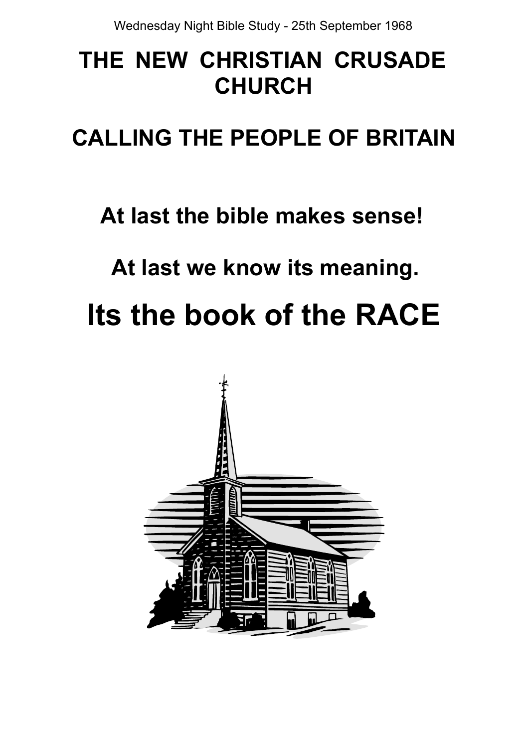Wednesday Night Bible Study - 25th September 1968

# THE NEW CHRISTIAN CRUSADE CHURCH

## CALLING THE PEOPLE OF BRITAIN

**At last the bible makes sense!**

**At last we know its meaning.**

# Its the book of the RACE